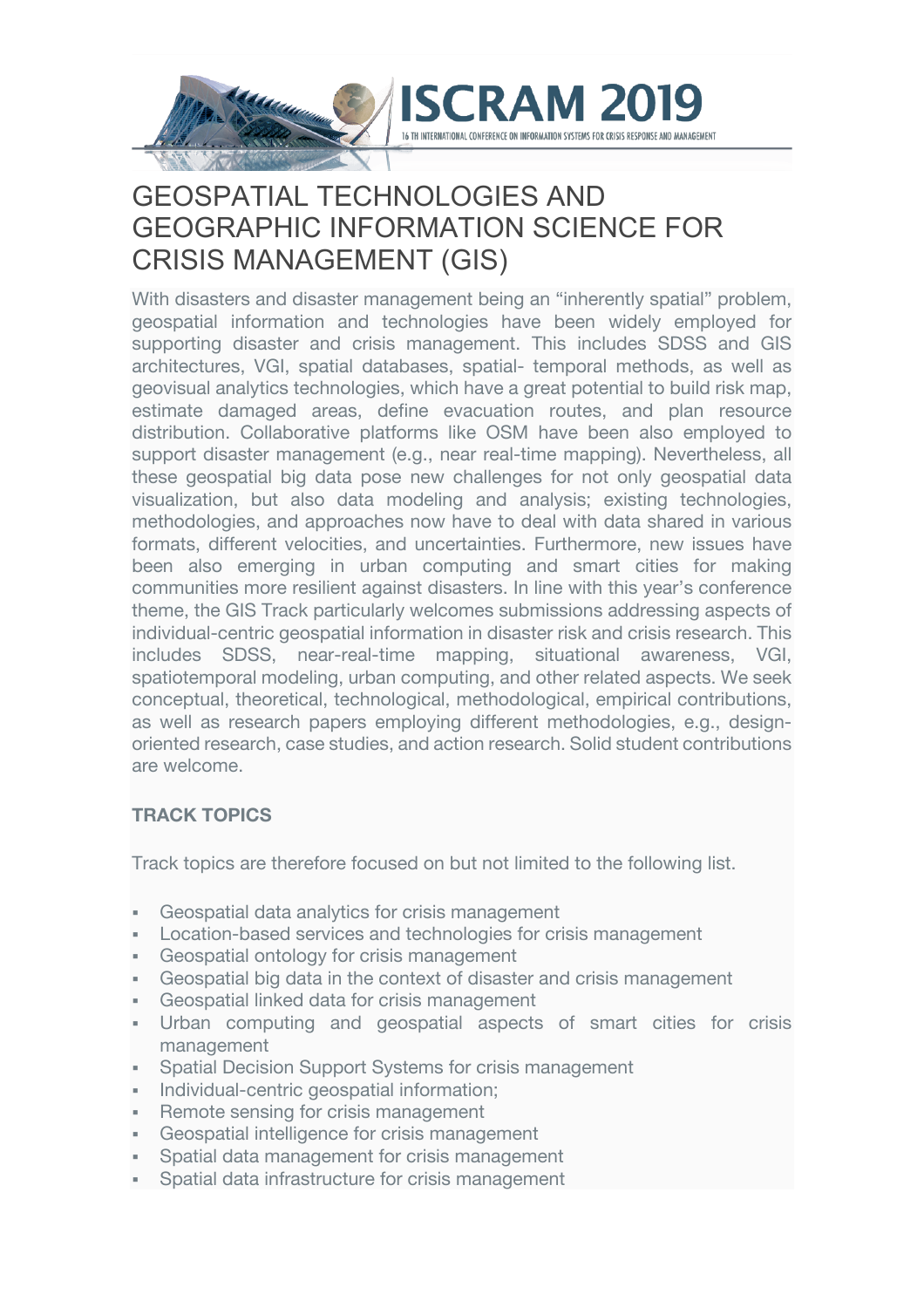# GEOSPATIAL TECHNOLOGIES AND GEOGRAPHIC INFORMATION SCIENCE FOR CRISIS MANAGEMENT (GIS)

With disasters and disaster management being an "inherently spatial" problem, geospatial information and technologies have been widely employed for supporting disaster and crisis management. This includes SDSS and GIS architectures, VGI, spatial databases, spatial- temporal methods, as well as geovisual analytics technologies, which have a great potential to build risk map, estimate damaged areas, define evacuation routes, and plan resource distribution. Collaborative platforms like OSM have been also employed to support disaster management (e.g., near real-time mapping). Nevertheless, all these geospatial big data pose new challenges for not only geospatial data visualization, but also data modeling and analysis; existing technologies, methodologies, and approaches now have to deal with data shared in various formats, different velocities, and uncertainties. Furthermore, new issues have been also emerging in urban computing and smart cities for making communities more resilient against disasters. In line with this year's conference theme, the GIS Track particularly welcomes submissions addressing aspects of individual-centric geospatial information in disaster risk and crisis research. This includes SDSS, near-real-time mapping, situational awareness, VGI, spatiotemporal modeling, urban computing, and other related aspects. We seek conceptual, theoretical, technological, methodological, empirical contributions, as well as research papers employing different methodologies, e.g., design-oriented research, case studies, and action research. Solid student contributions are welcome.

**TRACK TOPICS**

Track topics are therefore focused on but not limited to the following list.

- Geospatial data analytics for crisis management
- Location-based services and technologies for crisis management
- Geospatial ontology for crisis management
- Geospatial big data in the context of disaster and crisis management
- Geospatial linked data for crisis management
- Urban computing and geospatial aspects of smart cities for crisis management
- Spatial Decision Support Systems for crisis management
- Individual-centric geospatial information;
- Remote sensing for crisis management
- Geospatial intelligence for crisis management
- Spatial data management for crisis management
- Spatial data infrastructure for crisis management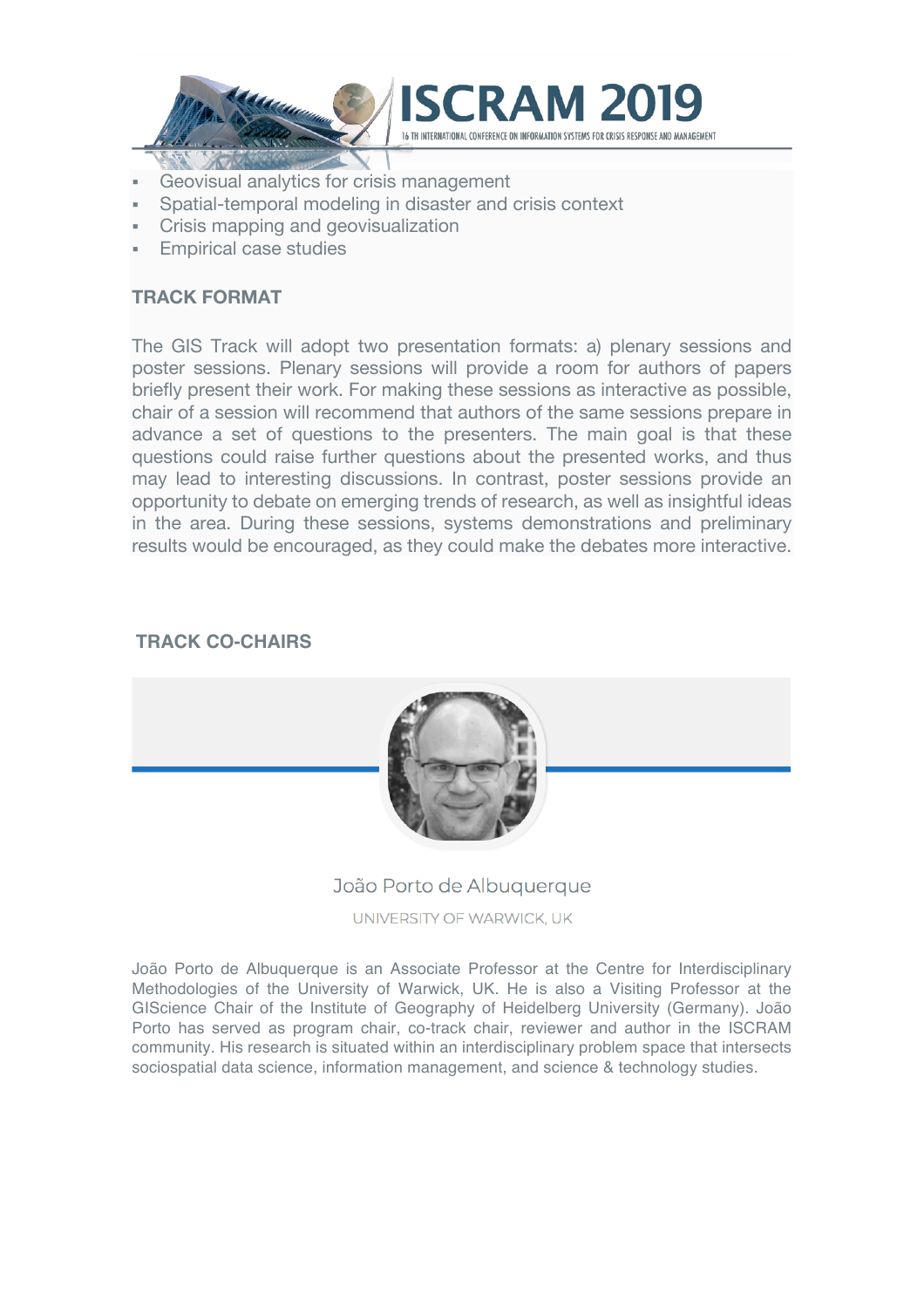- Geovisual analytics for crisis management
- Spatial-temporal modeling in disaster and crisis context
- Crisis mapping and geovisualization
- Empirical case studies

**TRACK FORMAT**

The GIS Track will adopt two presentation formats: a) plenary sessions and poster sessions. Plenary sessions will provide a room for authors of papers briefly present their work. For making these sessions as interactive as possible, chair of a session will recommend that authors of the same sessions prepare in advance a set of questions to the presenters. The main goal is that these questions could raise further questions about the presented works, and thus may lead to interesting discussions. In contrast, poster sessions provide an opportunity to debate on emerging trends of research, as well as insightful ideas in the area. During these sessions, systems demonstrations and preliminary results would be encouraged, as they could make the debates more interactive.

**TRACK CO-CHAIRS**

João Porto de Albuquerque

UNIVERSITY OF WARWICK, UK

João Porto de Albuquerque is an Associate Professor at the Centre for Interdisciplinary Methodologies of the University of Warwick, UK. He is also a Visiting Professor at the GIScience Chair of the Institute of Geography of Heidelberg University (Germany). João Porto has served as program chair, co-track chair, reviewer and author in the ISCRAM community. His research is situated within an interdisciplinary problem space that intersects sociospatial data science, information management, and science & technology studies.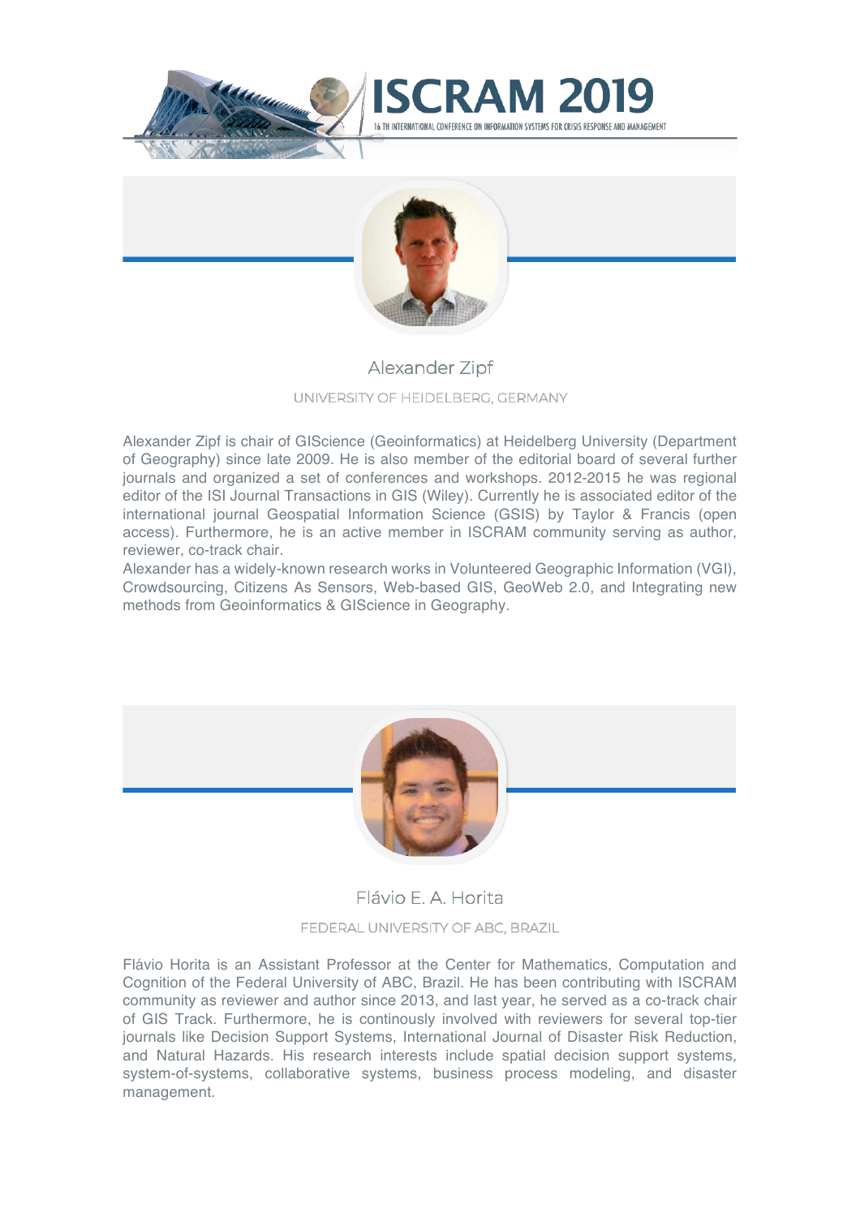# ISCRAM 2019

16 TH INTERNATIONAL CONFERENCE ON INFORMATION SYSTEMS FOR CRISIS RESPONSE AND MANAGEMENT

## Alexander Zipf

UNIVERSITY OF HEIDELBERG, GERMANY

Alexander Zipf is chair of GIScience (Geoinformatics) at Heidelberg University (Department of Geography) since late 2009. He is also member of the editorial board of several further journals and organized a set of conferences and workshops. 2012-2015 he was regional editor of the ISI Journal Transactions in GIS (Wiley). Currently he is associated editor of the international journal Geospatial Information Science (GSIS) by Taylor & Francis (open access). Furthermore, he is an active member in ISCRAM community serving as author, reviewer, co-track chair.
Alexander has a widely-known research works in Volunteered Geographic Information (VGI), Crowdsourcing, Citizens As Sensors, Web-based GIS, GeoWeb 2.0, and Integrating new methods from Geoinformatics & GIScience in Geography.

## Flávio E. A. Horita

FEDERAL UNIVERSITY OF ABC, BRAZIL

Flávio Horita is an Assistant Professor at the Center for Mathematics, Computation and Cognition of the Federal University of ABC, Brazil. He has been contributing with ISCRAM community as reviewer and author since 2013, and last year, he served as a co-track chair of GIS Track. Furthermore, he is continously involved with reviewers for several top-tier journals like Decision Support Systems, International Journal of Disaster Risk Reduction, and Natural Hazards. His research interests include spatial decision support systems, system-of-systems, collaborative systems, business process modeling, and disaster management.